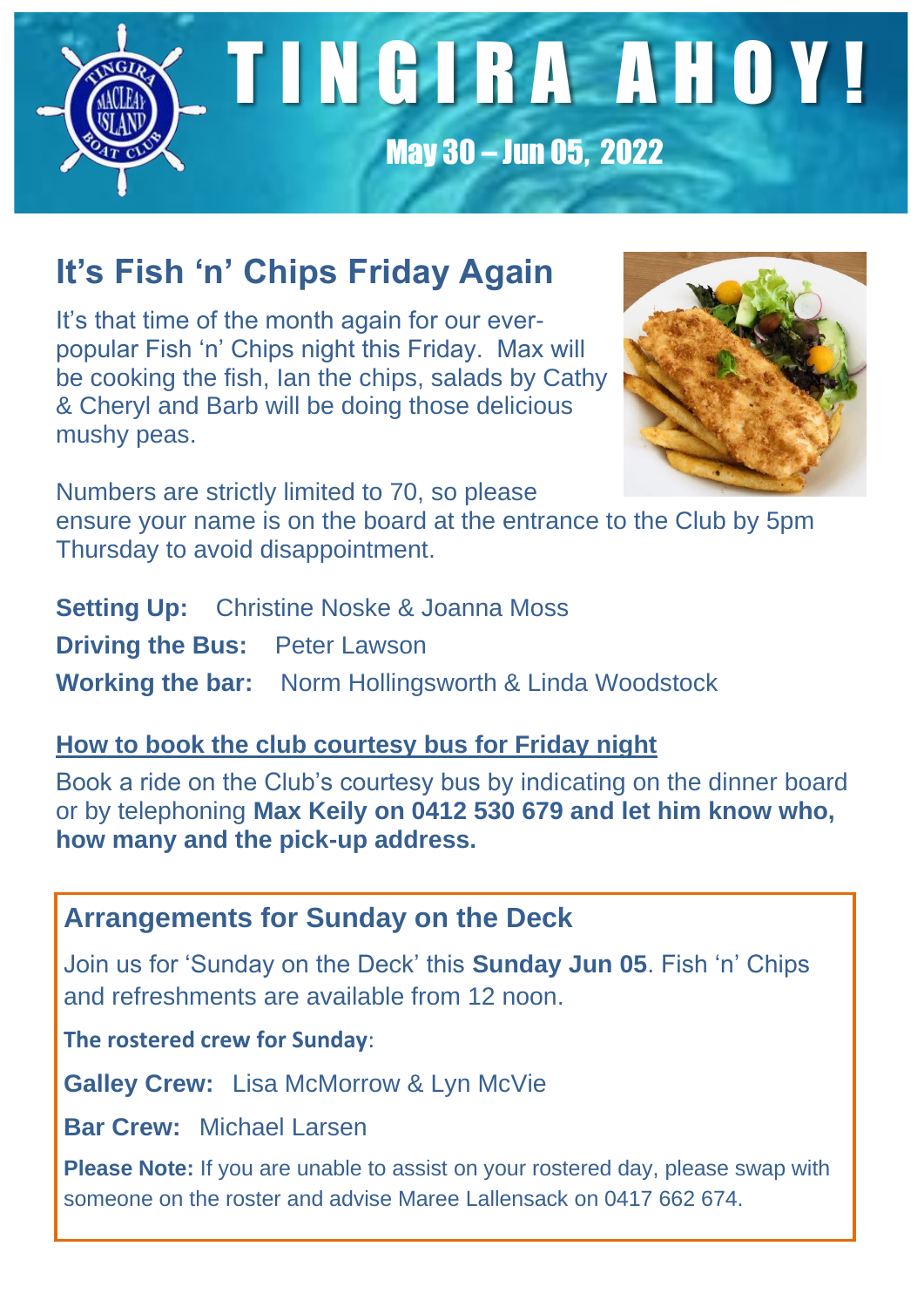# TINGIRA AHOY!

## May 30 – Jun 05, 2022

## It's Fish 'n' Chips Friday Again

It's that time of the month again for our ever-popular Fish 'n' Chips night this Friday. Max will be cooking the fish, Ian the chips, salads by Cathy & Cheryl and Barb will be doing those delicious mushy peas.

Numbers are strictly limited to 70, so please ensure your name is on the board at the entrance to the Club by 5pm Thursday to avoid disappointment.

**Setting Up:** Christine Noske & Joanna Moss

**Driving the Bus:** Peter Lawson

**Working the bar:** Norm Hollingsworth & Linda Woodstock

### How to book the club courtesy bus for Friday night

Book a ride on the Club's courtesy bus by indicating on the dinner board or by telephoning **Max Keily on 0412 530 679 and let him know who, how many and the pick-up address.**

## Arrangements for Sunday on the Deck

Join us for 'Sunday on the Deck' this **Sunday Jun 05**. Fish 'n' Chips and refreshments are available from 12 noon.

**The rostered crew for Sunday**:

**Galley Crew:** Lisa McMorrow & Lyn McVie

**Bar Crew:** Michael Larsen

**Please Note:** If you are unable to assist on your rostered day, please swap with someone on the roster and advise Maree Lallensack on 0417 662 674.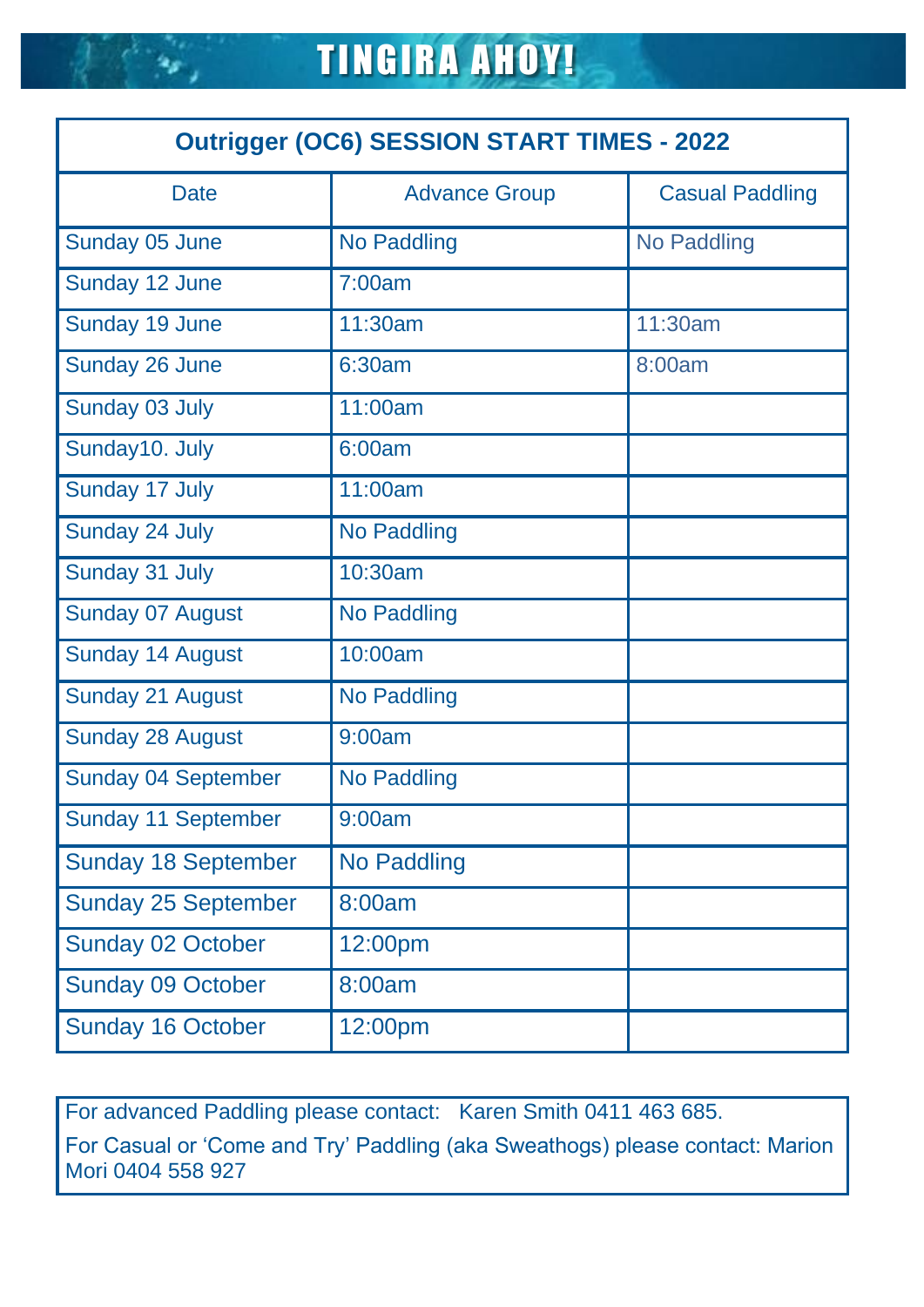# TINGIRA AHOY!

| Outrigger (OC6) SESSION START TIMES - 2022 | | |
|---|---|---|
| Date | Advance Group | Casual Paddling |
| Sunday 05 June | No Paddling | No Paddling |
| Sunday 12 June | 7:00am | |
| Sunday 19 June | 11:30am | 11:30am |
| Sunday 26 June | 6:30am | 8:00am |
| Sunday 03 July | 11:00am | |
| Sunday10. July | 6:00am | |
| Sunday 17 July | 11:00am | |
| Sunday 24 July | No Paddling | |
| Sunday 31 July | 10:30am | |
| Sunday 07 August | No Paddling | |
| Sunday 14 August | 10:00am | |
| Sunday 21 August | No Paddling | |
| Sunday 28 August | 9:00am | |
| Sunday 04 September | No Paddling | |
| Sunday 11 September | 9:00am | |
| Sunday 18 September | No Paddling | |
| Sunday 25 September | 8:00am | |
| Sunday 02 October | 12:00pm | |
| Sunday 09 October | 8:00am | |
| Sunday 16 October | 12:00pm | |

For advanced Paddling please contact: Karen Smith 0411 463 685.

For Casual or 'Come and Try' Paddling (aka Sweathogs) please contact: Marion Mori 0404 558 927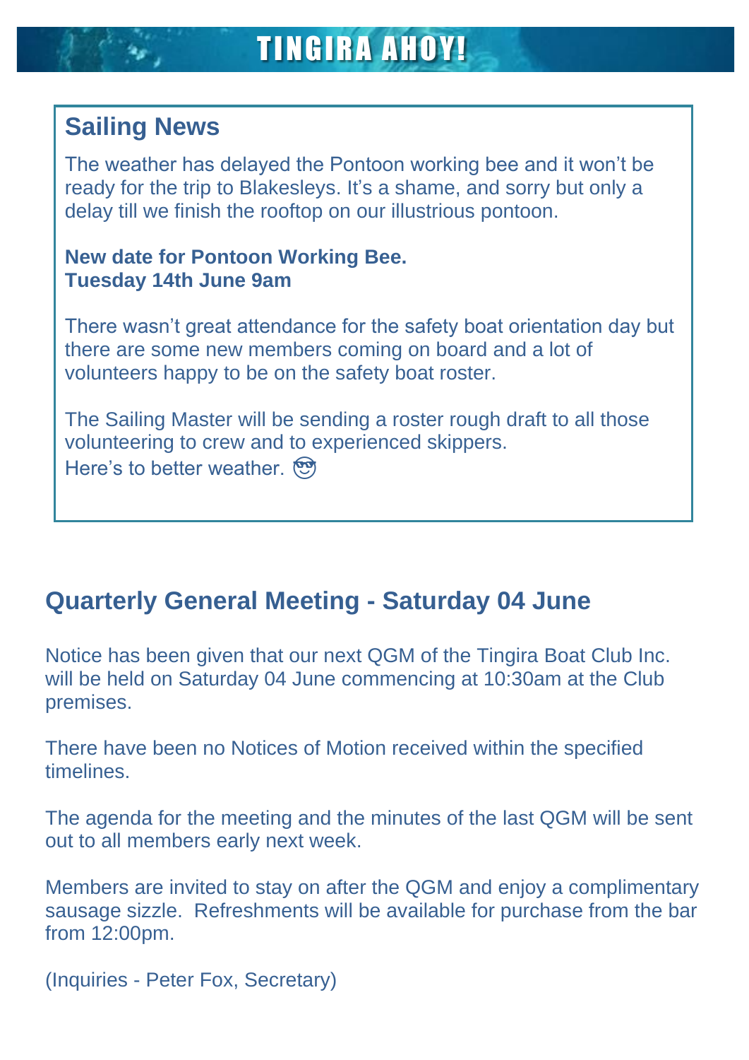# TINGIRA AHOY!

## Sailing News

The weather has delayed the Pontoon working bee and it won't be ready for the trip to Blakesleys. It's a shame, and sorry but only a delay till we finish the rooftop on our illustrious pontoon.

**New date for Pontoon Working Bee.**
**Tuesday 14th June 9am**

There wasn't great attendance for the safety boat orientation day but there are some new members coming on board and a lot of volunteers happy to be on the safety boat roster.

The Sailing Master will be sending a roster rough draft to all those volunteering to crew and to experienced skippers.
Here's to better weather. 😎

## Quarterly General Meeting - Saturday 04 June

Notice has been given that our next QGM of the Tingira Boat Club Inc. will be held on Saturday 04 June commencing at 10:30am at the Club premises.

There have been no Notices of Motion received within the specified timelines.

The agenda for the meeting and the minutes of the last QGM will be sent out to all members early next week.

Members are invited to stay on after the QGM and enjoy a complimentary sausage sizzle. Refreshments will be available for purchase from the bar from 12:00pm.

(Inquiries - Peter Fox, Secretary)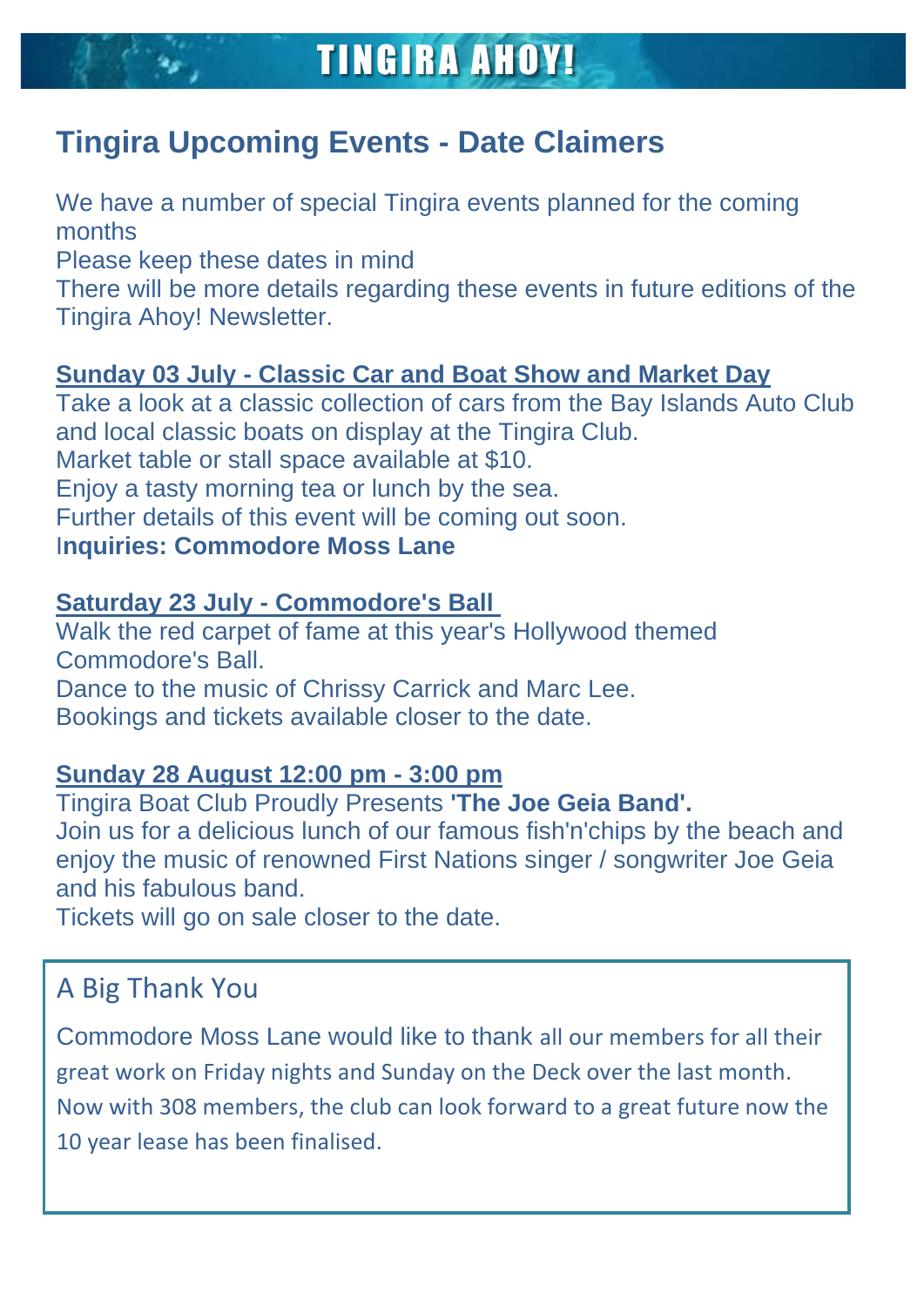# TINGIRA AHOY!

## Tingira Upcoming Events - Date Claimers

We have a number of special Tingira events planned for the coming months
Please keep these dates in mind
There will be more details regarding these events in future editions of the Tingira Ahoy! Newsletter.

**Sunday 03 July - Classic Car and Boat Show and Market Day**

Take a look at a classic collection of cars from the Bay Islands Auto Club and local classic boats on display at the Tingira Club.
Market table or stall space available at $10.
Enjoy a tasty morning tea or lunch by the sea.
Further details of this event will be coming out soon.
I**nquiries: Commodore Moss Lane**

**Saturday 23 July - Commodore's Ball**

Walk the red carpet of fame at this year's Hollywood themed Commodore's Ball.
Dance to the music of Chrissy Carrick and Marc Lee.
Bookings and tickets available closer to the date.

**Sunday 28 August 12:00 pm - 3:00 pm**

Tingira Boat Club Proudly Presents **'The Joe Geia Band'.**
Join us for a delicious lunch of our famous fish'n'chips by the beach and enjoy the music of renowned First Nations singer / songwriter Joe Geia and his fabulous band.
Tickets will go on sale closer to the date.

## A Big Thank You

Commodore Moss Lane would like to thank all our members for all their great work on Friday nights and Sunday on the Deck over the last month. Now with 308 members, the club can look forward to a great future now the 10 year lease has been finalised.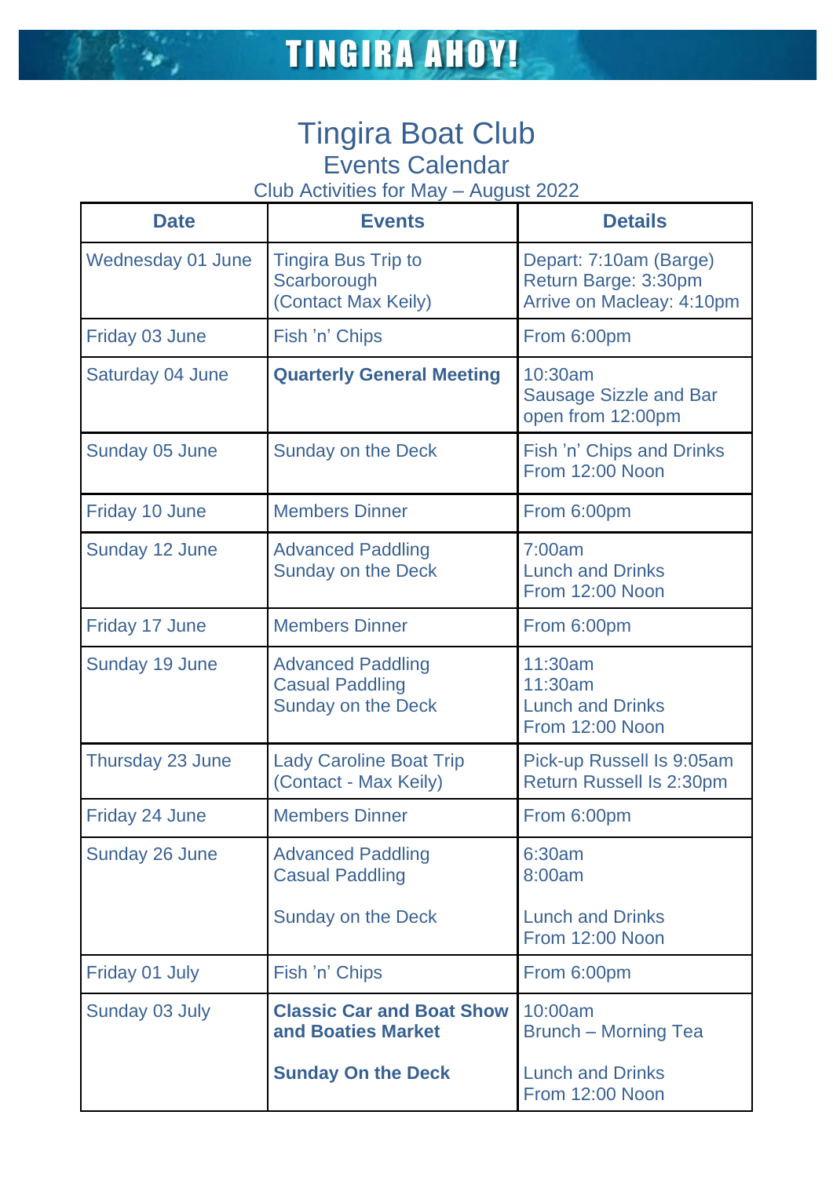# TINGIRA AHOY!

## Tingira Boat Club

### Events Calendar

Club Activities for May – August 2022

| Date | Events | Details |
|---|---|---|
| Wednesday 01 June | Tingira Bus Trip to Scarborough (Contact Max Keily) | Depart: 7:10am (Barge) Return Barge: 3:30pm Arrive on Macleay: 4:10pm |
| Friday 03 June | Fish 'n' Chips | From 6:00pm |
| Saturday 04 June | **Quarterly General Meeting** | 10:30am Sausage Sizzle and Bar open from 12:00pm |
| Sunday 05 June | Sunday on the Deck | Fish 'n' Chips and Drinks From 12:00 Noon |
| Friday 10 June | Members Dinner | From 6:00pm |
| Sunday 12 June | Advanced Paddling<br>Sunday on the Deck | 7:00am<br>Lunch and Drinks From 12:00 Noon |
| Friday 17 June | Members Dinner | From 6:00pm |
| Sunday 19 June | Advanced Paddling<br>Casual Paddling<br>Sunday on the Deck | 11:30am<br>11:30am<br>Lunch and Drinks From 12:00 Noon |
| Thursday 23 June | Lady Caroline Boat Trip (Contact - Max Keily) | Pick-up Russell Is 9:05am Return Russell Is 2:30pm |
| Friday 24 June | Members Dinner | From 6:00pm |
| Sunday 26 June | Advanced Paddling<br>Casual Paddling<br>Sunday on the Deck | 6:30am<br>8:00am<br>Lunch and Drinks From 12:00 Noon |
| Friday 01 July | Fish 'n' Chips | From 6:00pm |
| Sunday 03 July | **Classic Car and Boat Show and Boaties Market**<br>**Sunday On the Deck** | 10:00am Brunch – Morning Tea<br>Lunch and Drinks From 12:00 Noon |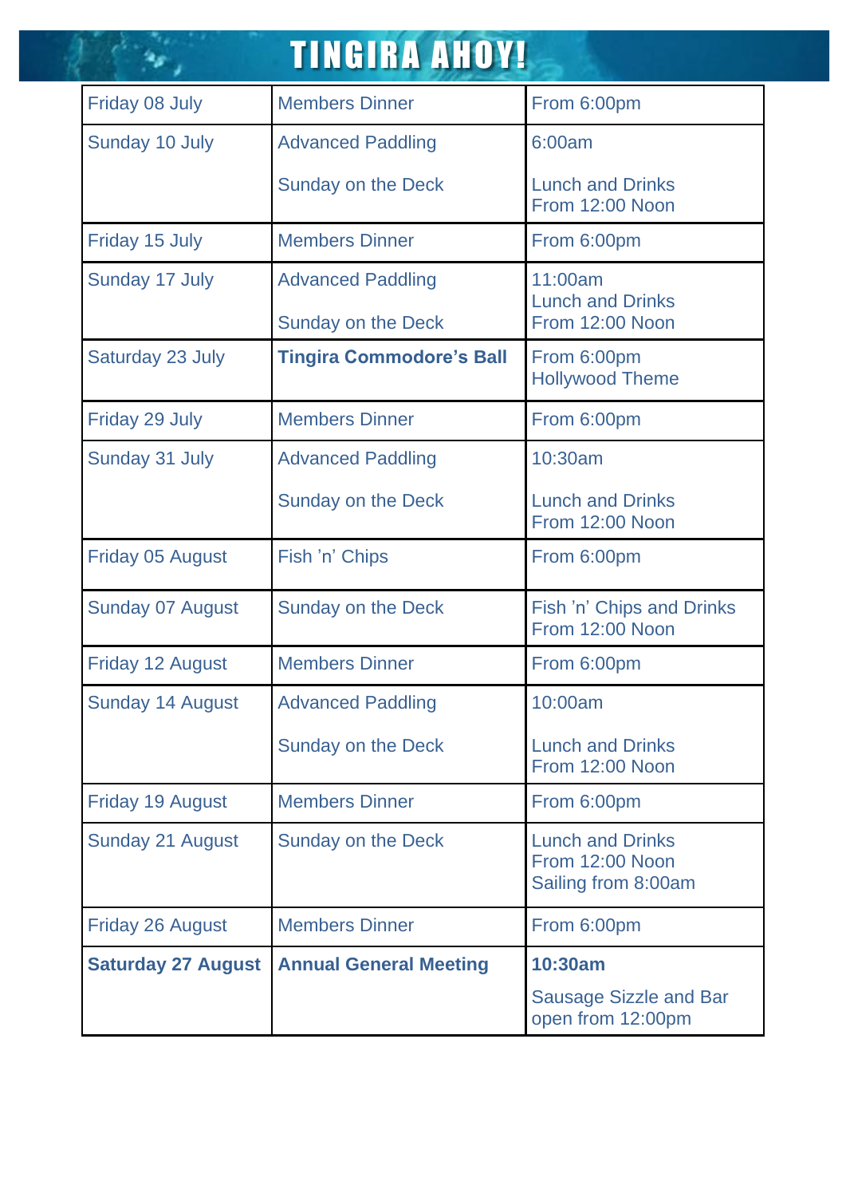# TINGIRA AHOY!

| | | |
|---|---|---|
| Friday 08 July | Members Dinner | From 6:00pm |
| Sunday 10 July | Advanced Paddling<br><br>Sunday on the Deck | 6:00am<br><br>Lunch and Drinks From 12:00 Noon |
| Friday 15 July | Members Dinner | From 6:00pm |
| Sunday 17 July | Advanced Paddling<br><br>Sunday on the Deck | 11:00am<br>Lunch and Drinks From 12:00 Noon |
| Saturday 23 July | **Tingira Commodore's Ball** | From 6:00pm<br>Hollywood Theme |
| Friday 29 July | Members Dinner | From 6:00pm |
| Sunday 31 July | Advanced Paddling<br><br>Sunday on the Deck | 10:30am<br><br>Lunch and Drinks From 12:00 Noon |
| Friday 05 August | Fish 'n' Chips | From 6:00pm |
| Sunday 07 August | Sunday on the Deck | Fish 'n' Chips and Drinks From 12:00 Noon |
| Friday 12 August | Members Dinner | From 6:00pm |
| Sunday 14 August | Advanced Paddling<br><br>Sunday on the Deck | 10:00am<br><br>Lunch and Drinks From 12:00 Noon |
| Friday 19 August | Members Dinner | From 6:00pm |
| Sunday 21 August | Sunday on the Deck | Lunch and Drinks From 12:00 Noon<br>Sailing from 8:00am |
| Friday 26 August | Members Dinner | From 6:00pm |
| **Saturday 27 August** | **Annual General Meeting** | **10:30am**<br><br>Sausage Sizzle and Bar open from 12:00pm |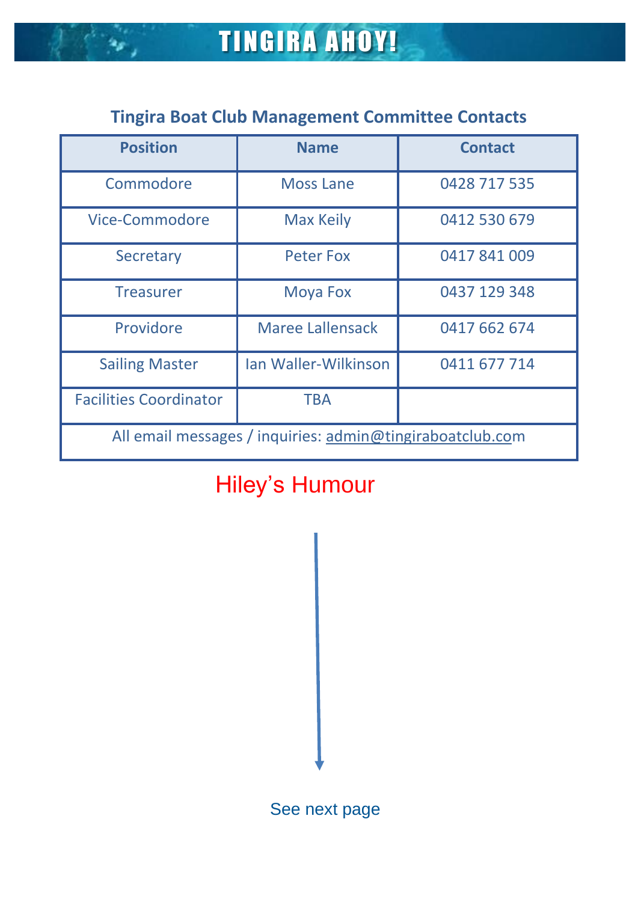## Tingira Boat Club Management Committee Contacts

| Position | Name | Contact |
|---|---|---|
| Commodore | Moss Lane | 0428 717 535 |
| Vice-Commodore | Max Keily | 0412 530 679 |
| Secretary | Peter Fox | 0417 841 009 |
| Treasurer | Moya Fox | 0437 129 348 |
| Providore | Maree Lallensack | 0417 662 674 |
| Sailing Master | Ian Waller-Wilkinson | 0411 677 714 |
| Facilities Coordinator | TBA | |
| All email messages / inquiries: admin@tingiraboatclub.com | | |

## Hiley's Humour

See next page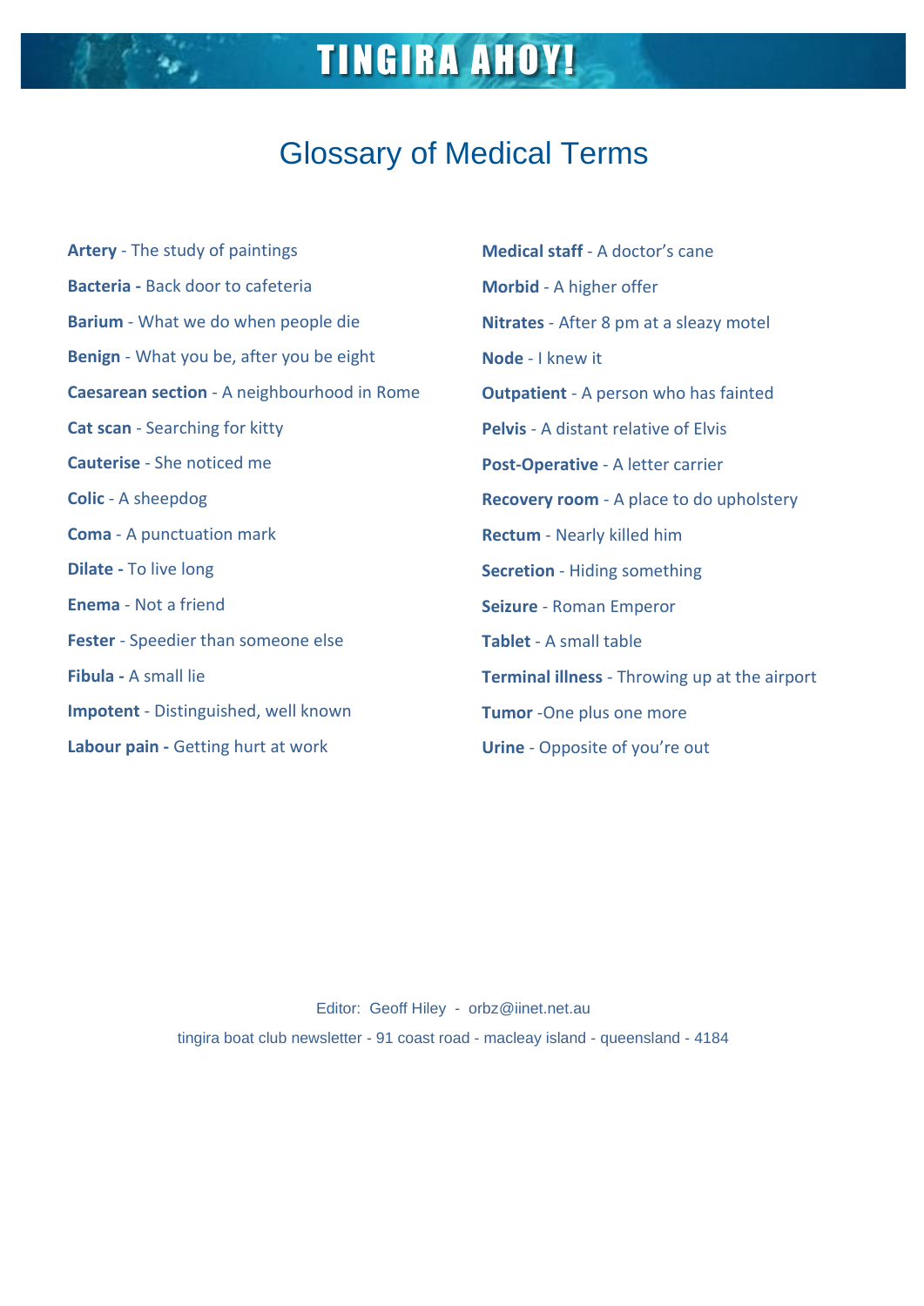# TINGIRA AHOY!

## Glossary of Medical Terms

**Artery** - The study of paintings

**Bacteria -** Back door to cafeteria

**Barium** - What we do when people die

**Benign** - What you be, after you be eight

**Caesarean section** - A neighbourhood in Rome

**Cat scan** - Searching for kitty

**Cauterise** - She noticed me

**Colic** - A sheepdog

**Coma** - A punctuation mark

**Dilate -** To live long

**Enema** - Not a friend

**Fester** - Speedier than someone else

**Fibula -** A small lie

**Impotent** - Distinguished, well known

**Labour pain -** Getting hurt at work

**Medical staff** - A doctor's cane

**Morbid** - A higher offer

**Nitrates** - After 8 pm at a sleazy motel

**Node** - I knew it

**Outpatient** - A person who has fainted

**Pelvis** - A distant relative of Elvis

**Post-Operative** - A letter carrier

**Recovery room** - A place to do upholstery

**Rectum** - Nearly killed him

**Secretion** - Hiding something

**Seizure** - Roman Emperor

**Tablet** - A small table

**Terminal illness** - Throwing up at the airport

**Tumor** -One plus one more

**Urine** - Opposite of you're out

Editor: Geoff Hiley - orbz@iinet.net.au

tingira boat club newsletter - 91 coast road - macleay island - queensland - 4184